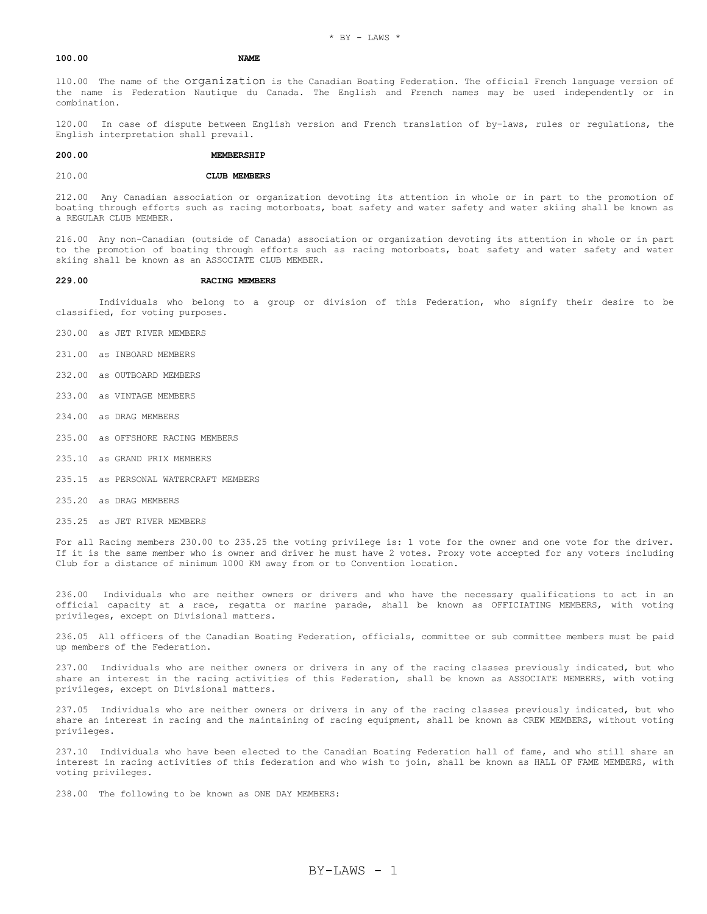# * BY - LAWS *

## 100.00 NAME

110.00 The name of the organization is the Canadian Boating Federation. The official French language version of the name is Federation Nautique du Canada. The English and French names may be used independently or in combination.

120.00 In case of dispute between English version and French translation of by-laws, rules or regulations, the English interpretation shall prevail.

## 200.00 MEMBERSHIP

### 210.00 CLUB MEMBERS

212.00 Any Canadian association or organization devoting its attention in whole or in part to the promotion of boating through efforts such as racing motorboats, boat safety and water safety and water skiing shall be known as a REGULAR CLUB MEMBER.

216.00 Any non-Canadian (outside of Canada) association or organization devoting its attention in whole or in part to the promotion of boating through efforts such as racing motorboats, boat safety and water safety and water skiing shall be known as an ASSOCIATE CLUB MEMBER.

### 229.00 RACING MEMBERS

Individuals who belong to a group or division of this Federation, who signify their desire to be classified, for voting purposes.

230.00 as JET RIVER MEMBERS

231.00 as INBOARD MEMBERS

232.00 as OUTBOARD MEMBERS

233.00 as VINTAGE MEMBERS

234.00 as DRAG MEMBERS

235.00 as OFFSHORE RACING MEMBERS

235.10 as GRAND PRIX MEMBERS

235.15 as PERSONAL WATERCRAFT MEMBERS

235.20 as DRAG MEMBERS

235.25 as JET RIVER MEMBERS

For all Racing members 230.00 to 235.25 the voting privilege is: 1 vote for the owner and one vote for the driver. If it is the same member who is owner and driver he must have 2 votes. Proxy vote accepted for any voters including Club for a distance of minimum 1000 KM away from or to Convention location.

236.00 Individuals who are neither owners or drivers and who have the necessary qualifications to act in an official capacity at a race, regatta or marine parade, shall be known as OFFICIATING MEMBERS, with voting privileges, except on Divisional matters.

236.05 All officers of the Canadian Boating Federation, officials, committee or sub committee members must be paid up members of the Federation.

237.00 Individuals who are neither owners or drivers in any of the racing classes previously indicated, but who share an interest in the racing activities of this Federation, shall be known as ASSOCIATE MEMBERS, with voting privileges, except on Divisional matters.

237.05 Individuals who are neither owners or drivers in any of the racing classes previously indicated, but who share an interest in racing and the maintaining of racing equipment, shall be known as CREW MEMBERS, without voting privileges.

237.10 Individuals who have been elected to the Canadian Boating Federation hall of fame, and who still share an interest in racing activities of this federation and who wish to join, shall be known as HALL OF FAME MEMBERS, with voting privileges.

238.00 The following to be known as ONE DAY MEMBERS: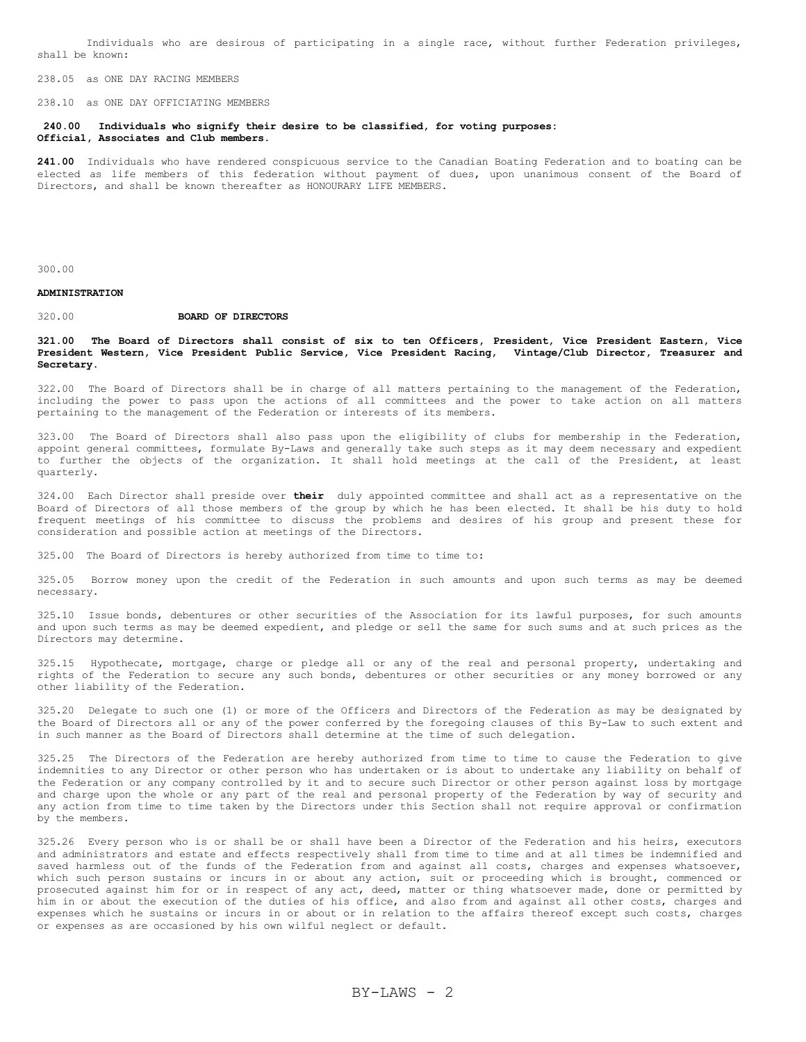Individuals who are desirous of participating in a single race, without further Federation privileges, shall be known:

238.05 as ONE DAY RACING MEMBERS

238.10 as ONE DAY OFFICIATING MEMBERS

**240.00 Individuals who signify their desire to be classified, for voting purposes: Official, Associates and Club members.**

**241.00** Individuals who have rendered conspicuous service to the Canadian Boating Federation and to boating can be elected as life members of this federation without payment of dues, upon unanimous consent of the Board of Directors, and shall be known thereafter as HONOURARY LIFE MEMBERS.

300.00

**ADMINISTRATION**

320.00 **BOARD OF DIRECTORS**

**321.00 The Board of Directors shall consist of six to ten Officers, President, Vice President Eastern, Vice President Western, Vice President Public Service, Vice President Racing, Vintage/Club Director, Treasurer and Secretary.**

322.00 The Board of Directors shall be in charge of all matters pertaining to the management of the Federation, including the power to pass upon the actions of all committees and the power to take action on all matters pertaining to the management of the Federation or interests of its members.

323.00 The Board of Directors shall also pass upon the eligibility of clubs for membership in the Federation, appoint general committees, formulate By-Laws and generally take such steps as it may deem necessary and expedient to further the objects of the organization. It shall hold meetings at the call of the President, at least quarterly.

324.00 Each Director shall preside over **their** duly appointed committee and shall act as a representative on the Board of Directors of all those members of the group by which he has been elected. It shall be his duty to hold frequent meetings of his committee to discuss the problems and desires of his group and present these for consideration and possible action at meetings of the Directors.

325.00 The Board of Directors is hereby authorized from time to time to:

325.05 Borrow money upon the credit of the Federation in such amounts and upon such terms as may be deemed necessary.

325.10 Issue bonds, debentures or other securities of the Association for its lawful purposes, for such amounts and upon such terms as may be deemed expedient, and pledge or sell the same for such sums and at such prices as the Directors may determine.

325.15 Hypothecate, mortgage, charge or pledge all or any of the real and personal property, undertaking and rights of the Federation to secure any such bonds, debentures or other securities or any money borrowed or any other liability of the Federation.

325.20 Delegate to such one (1) or more of the Officers and Directors of the Federation as may be designated by the Board of Directors all or any of the power conferred by the foregoing clauses of this By-Law to such extent and in such manner as the Board of Directors shall determine at the time of such delegation.

325.25 The Directors of the Federation are hereby authorized from time to time to cause the Federation to give indemnities to any Director or other person who has undertaken or is about to undertake any liability on behalf of the Federation or any company controlled by it and to secure such Director or other person against loss by mortgage and charge upon the whole or any part of the real and personal property of the Federation by way of security and any action from time to time taken by the Directors under this Section shall not require approval or confirmation by the members.

325.26 Every person who is or shall be or shall have been a Director of the Federation and his heirs, executors and administrators and estate and effects respectively shall from time to time and at all times be indemnified and saved harmless out of the funds of the Federation from and against all costs, charges and expenses whatsoever, which such person sustains or incurs in or about any action, suit or proceeding which is brought, commenced or prosecuted against him for or in respect of any act, deed, matter or thing whatsoever made, done or permitted by him in or about the execution of the duties of his office, and also from and against all other costs, charges and expenses which he sustains or incurs in or about or in relation to the affairs thereof except such costs, charges or expenses as are occasioned by his own wilful neglect or default.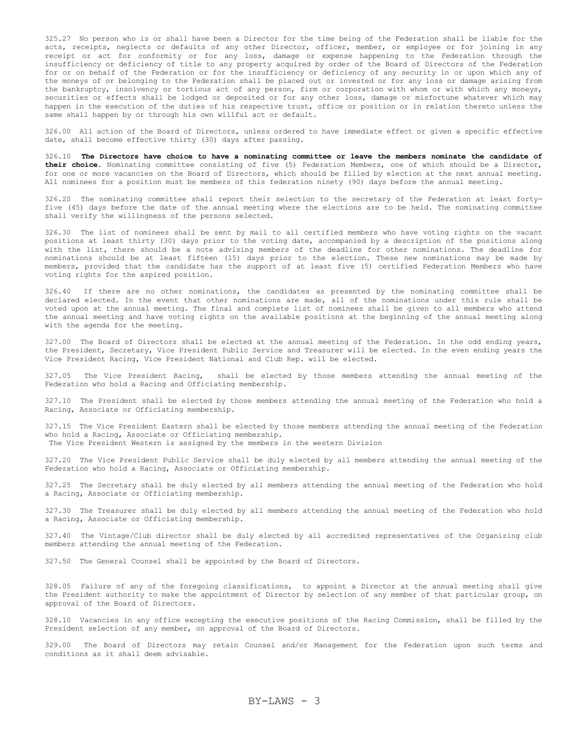325.27 No person who is or shall have been a Director for the time being of the Federation shall be liable for the acts, receipts, neglects or defaults of any other Director, officer, member, or employee or for joining in any receipt or act for conformity or for any loss, damage or expense happening to the Federation through the insufficiency or deficiency of title to any property acquired by order of the Board of Directors of the Federation for or on behalf of the Federation or for the insufficiency or deficiency of any security in or upon which any of the moneys of or belonging to the Federation shall be placed out or invested or for any loss or damage arising from the bankruptcy, insolvency or tortious act of any person, firm or corporation with whom or with which any moneys, securities or effects shall be lodged or deposited or for any other loss, damage or misfortune whatever which may happen in the execution of the duties of his respective trust, office or position or in relation thereto unless the same shall happen by or through his own willful act or default.

326.00 All action of the Board of Directors, unless ordered to have immediate effect or given a specific effective date, shall become effective thirty (30) days after passing.

326.10 **The Directors have choice to have a nominating committee or leave the members nominate the candidate of their choice.** Nominating committee consisting of five (5) Federation Members, one of which should be a Director, for one or more vacancies on the Board of Directors, which should be filled by election at the next annual meeting. All nominees for a position must be members of this federation ninety (90) days before the annual meeting.

326.20 The nominating committee shall report their selection to the secretary of the Federation at least forty-five (45) days before the date of the annual meeting where the elections are to be held. The nominating committee shall verify the willingness of the persons selected.

326.30 The list of nominees shall be sent by mail to all certified members who have voting rights on the vacant positions at least thirty (30) days prior to the voting date, accompanied by a description of the positions along with the list, there should be a note advising members of the deadline for other nominations. The deadline for nominations should be at least fifteen (15) days prior to the election. These new nominations may be made by members, provided that the candidate has the support of at least five (5) certified Federation Members who have voting rights for the aspired position.

326.40 If there are no other nominations, the candidates as presented by the nominating committee shall be declared elected. In the event that other nominations are made, all of the nominations under this rule shall be voted upon at the annual meeting. The final and complete list of nominees shall be given to all members who attend the annual meeting and have voting rights on the available positions at the beginning of the annual meeting along with the agenda for the meeting.

327.00 The Board of Directors shall be elected at the annual meeting of the Federation. In the odd ending years, the President, Secretary, Vice President Public Service and Treasurer will be elected. In the even ending years the Vice President Racing, Vice President National and Club Rep. will be elected.

327.05 The Vice President Racing, shall be elected by those members attending the annual meeting of the Federation who hold a Racing and Officiating membership.

327.10 The President shall be elected by those members attending the annual meeting of the Federation who hold a Racing, Associate or Officiating membership.

327.15 The Vice President Eastern shall be elected by those members attending the annual meeting of the Federation who hold a Racing, Associate or Officiating membership.
The Vice President Western is assigned by the members in the western Division

327.20 The Vice President Public Service shall be duly elected by all members attending the annual meeting of the Federation who hold a Racing, Associate or Officiating membership.

327.25 The Secretary shall be duly elected by all members attending the annual meeting of the Federation who hold a Racing, Associate or Officiating membership.

327.30 The Treasurer shall be duly elected by all members attending the annual meeting of the Federation who hold a Racing, Associate or Officiating membership.

327.40 The Vintage/Club director shall be duly elected by all accredited representatives of the Organizing club members attending the annual meeting of the Federation.

327.50 The General Counsel shall be appointed by the Board of Directors.

328.05 Failure of any of the foregoing classifications, to appoint a Director at the annual meeting shall give the President authority to make the appointment of Director by selection of any member of that particular group, on approval of the Board of Directors.

328.10 Vacancies in any office excepting the executive positions of the Racing Commission, shall be filled by the President selection of any member, on approval of the Board of Directors.

329.00 The Board of Directors may retain Counsel and/or Management for the Federation upon such terms and conditions as it shall deem advisable.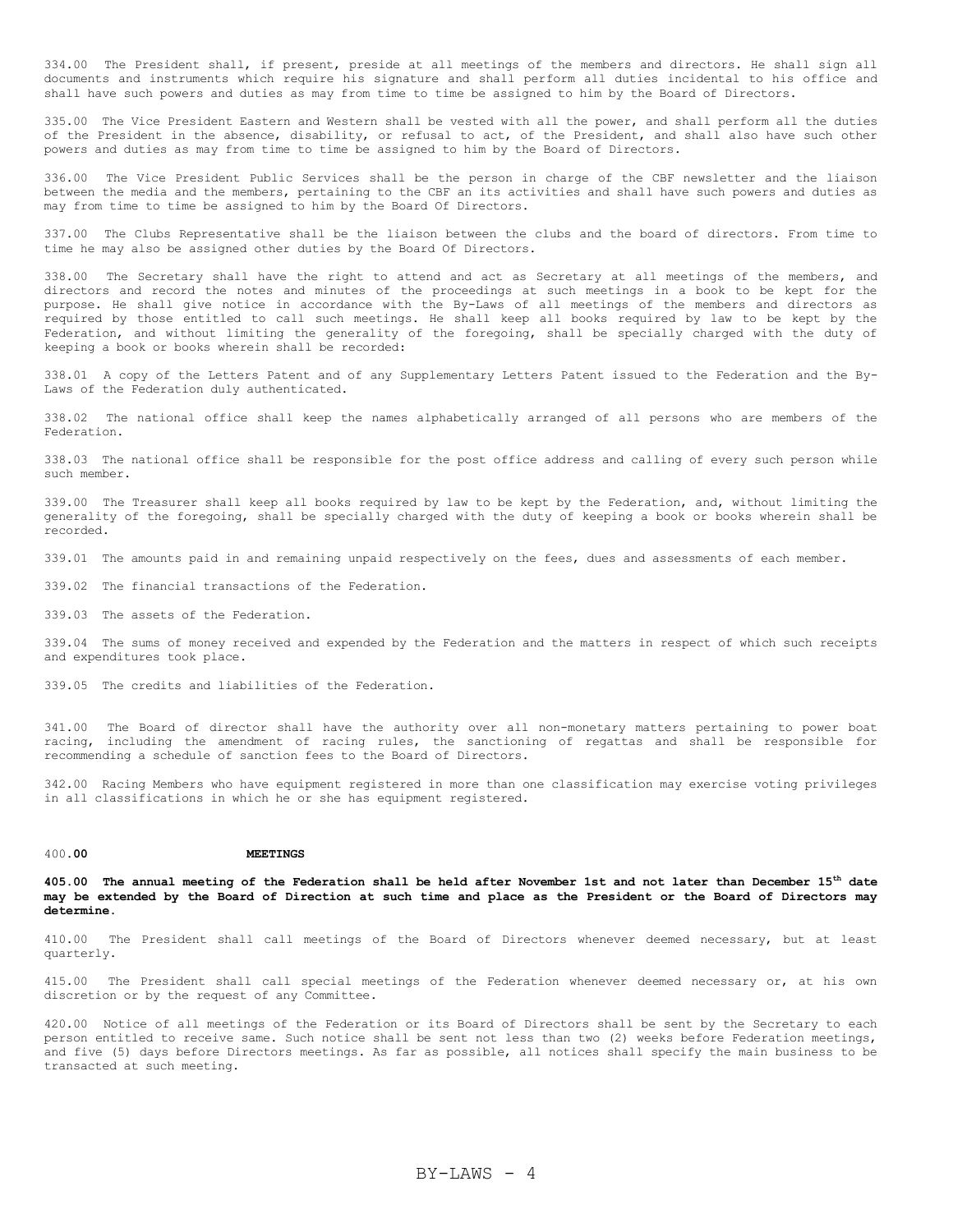334.00 The President shall, if present, preside at all meetings of the members and directors. He shall sign all documents and instruments which require his signature and shall perform all duties incidental to his office and shall have such powers and duties as may from time to time be assigned to him by the Board of Directors.

335.00 The Vice President Eastern and Western shall be vested with all the power, and shall perform all the duties of the President in the absence, disability, or refusal to act, of the President, and shall also have such other powers and duties as may from time to time be assigned to him by the Board of Directors.

336.00 The Vice President Public Services shall be the person in charge of the CBF newsletter and the liaison between the media and the members, pertaining to the CBF an its activities and shall have such powers and duties as may from time to time be assigned to him by the Board Of Directors.

337.00 The Clubs Representative shall be the liaison between the clubs and the board of directors. From time to time he may also be assigned other duties by the Board Of Directors.

338.00 The Secretary shall have the right to attend and act as Secretary at all meetings of the members, and directors and record the notes and minutes of the proceedings at such meetings in a book to be kept for the purpose. He shall give notice in accordance with the By-Laws of all meetings of the members and directors as required by those entitled to call such meetings. He shall keep all books required by law to be kept by the Federation, and without limiting the generality of the foregoing, shall be specially charged with the duty of keeping a book or books wherein shall be recorded:

338.01 A copy of the Letters Patent and of any Supplementary Letters Patent issued to the Federation and the By-Laws of the Federation duly authenticated.

338.02 The national office shall keep the names alphabetically arranged of all persons who are members of the Federation.

338.03 The national office shall be responsible for the post office address and calling of every such person while such member.

339.00 The Treasurer shall keep all books required by law to be kept by the Federation, and, without limiting the generality of the foregoing, shall be specially charged with the duty of keeping a book or books wherein shall be recorded.

339.01 The amounts paid in and remaining unpaid respectively on the fees, dues and assessments of each member.

339.02 The financial transactions of the Federation.

339.03 The assets of the Federation.

339.04 The sums of money received and expended by the Federation and the matters in respect of which such receipts and expenditures took place.

339.05 The credits and liabilities of the Federation.

341.00 The Board of director shall have the authority over all non-monetary matters pertaining to power boat racing, including the amendment of racing rules, the sanctioning of regattas and shall be responsible for recommending a schedule of sanction fees to the Board of Directors.

342.00 Racing Members who have equipment registered in more than one classification may exercise voting privileges in all classifications in which he or she has equipment registered.

## 400.00 MEETINGS

**405.00 The annual meeting of the Federation shall be held after November 1st and not later than December 15th date may be extended by the Board of Direction at such time and place as the President or the Board of Directors may determine.**

410.00 The President shall call meetings of the Board of Directors whenever deemed necessary, but at least quarterly.

415.00 The President shall call special meetings of the Federation whenever deemed necessary or, at his own discretion or by the request of any Committee.

420.00 Notice of all meetings of the Federation or its Board of Directors shall be sent by the Secretary to each person entitled to receive same. Such notice shall be sent not less than two (2) weeks before Federation meetings, and five (5) days before Directors meetings. As far as possible, all notices shall specify the main business to be transacted at such meeting.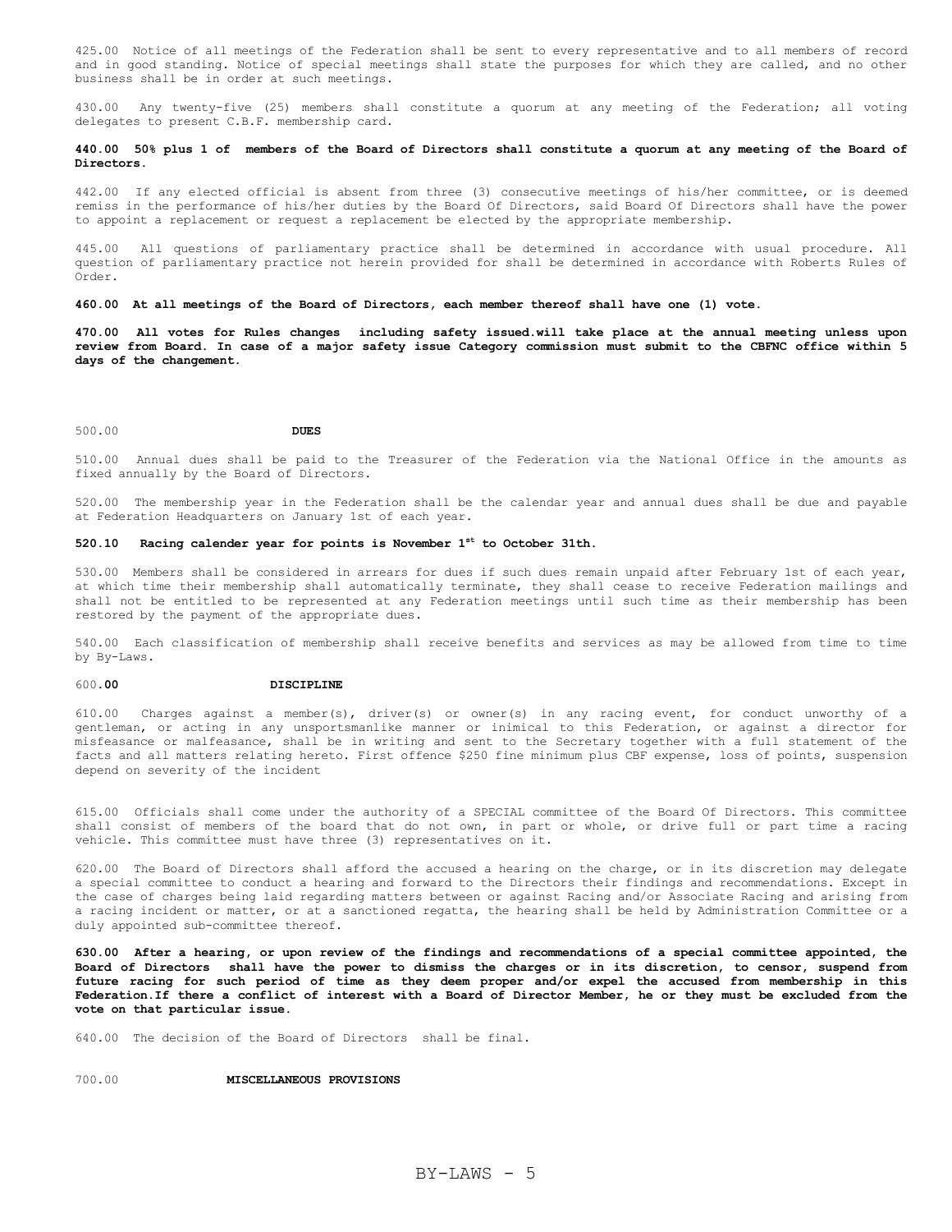425.00 Notice of all meetings of the Federation shall be sent to every representative and to all members of record and in good standing. Notice of special meetings shall state the purposes for which they are called, and no other business shall be in order at such meetings.

430.00 Any twenty-five (25) members shall constitute a quorum at any meeting of the Federation; all voting delegates to present C.B.F. membership card.

**440.00 50% plus 1 of members of the Board of Directors shall constitute a quorum at any meeting of the Board of Directors.**

442.00 If any elected official is absent from three (3) consecutive meetings of his/her committee, or is deemed remiss in the performance of his/her duties by the Board Of Directors, said Board Of Directors shall have the power to appoint a replacement or request a replacement be elected by the appropriate membership.

445.00 All questions of parliamentary practice shall be determined in accordance with usual procedure. All question of parliamentary practice not herein provided for shall be determined in accordance with Roberts Rules of Order.

**460.00 At all meetings of the Board of Directors, each member thereof shall have one (1) vote.**

**470.00 All votes for Rules changes including safety issued.will take place at the annual meeting unless upon review from Board. In case of a major safety issue Category commission must submit to the CBFNC office within 5 days of the changement.**

## 500.00 DUES

510.00 Annual dues shall be paid to the Treasurer of the Federation via the National Office in the amounts as fixed annually by the Board of Directors.

520.00 The membership year in the Federation shall be the calendar year and annual dues shall be due and payable at Federation Headquarters on January 1st of each year.

**520.10 Racing calender year for points is November 1st to October 31th.**

530.00 Members shall be considered in arrears for dues if such dues remain unpaid after February 1st of each year, at which time their membership shall automatically terminate, they shall cease to receive Federation mailings and shall not be entitled to be represented at any Federation meetings until such time as their membership has been restored by the payment of the appropriate dues.

540.00 Each classification of membership shall receive benefits and services as may be allowed from time to time by By-Laws.

## 600.00 DISCIPLINE

610.00 Charges against a member(s), driver(s) or owner(s) in any racing event, for conduct unworthy of a gentleman, or acting in any unsportsmanlike manner or inimical to this Federation, or against a director for misfeasance or malfeasance, shall be in writing and sent to the Secretary together with a full statement of the facts and all matters relating hereto. First offence $250 fine minimum plus CBF expense, loss of points, suspension depend on severity of the incident

615.00 Officials shall come under the authority of a SPECIAL committee of the Board Of Directors. This committee shall consist of members of the board that do not own, in part or whole, or drive full or part time a racing vehicle. This committee must have three (3) representatives on it.

620.00 The Board of Directors shall afford the accused a hearing on the charge, or in its discretion may delegate a special committee to conduct a hearing and forward to the Directors their findings and recommendations. Except in the case of charges being laid regarding matters between or against Racing and/or Associate Racing and arising from a racing incident or matter, or at a sanctioned regatta, the hearing shall be held by Administration Committee or a duly appointed sub-committee thereof.

**630.00 After a hearing, or upon review of the findings and recommendations of a special committee appointed, the Board of Directors shall have the power to dismiss the charges or in its discretion, to censor, suspend from future racing for such period of time as they deem proper and/or expel the accused from membership in this Federation.If there a conflict of interest with a Board of Director Member, he or they must be excluded from the vote on that particular issue.**

640.00 The decision of the Board of Directors shall be final.

## 700.00 MISCELLANEOUS PROVISIONS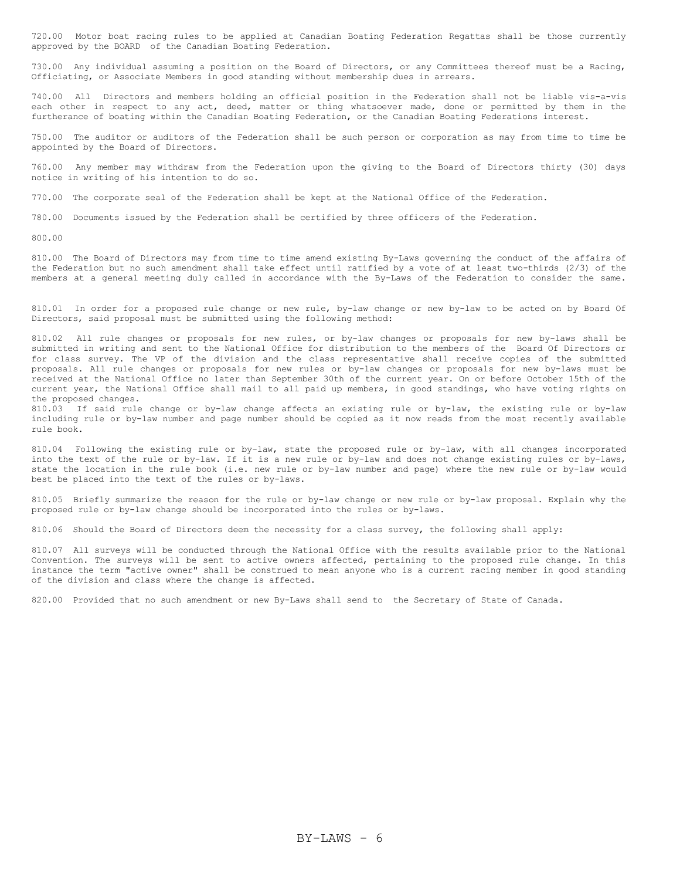720.00 Motor boat racing rules to be applied at Canadian Boating Federation Regattas shall be those currently approved by the BOARD of the Canadian Boating Federation.

730.00 Any individual assuming a position on the Board of Directors, or any Committees thereof must be a Racing, Officiating, or Associate Members in good standing without membership dues in arrears.

740.00 All Directors and members holding an official position in the Federation shall not be liable vis-a-vis each other in respect to any act, deed, matter or thing whatsoever made, done or permitted by them in the furtherance of boating within the Canadian Boating Federation, or the Canadian Boating Federations interest.

750.00 The auditor or auditors of the Federation shall be such person or corporation as may from time to time be appointed by the Board of Directors.

760.00 Any member may withdraw from the Federation upon the giving to the Board of Directors thirty (30) days notice in writing of his intention to do so.

770.00 The corporate seal of the Federation shall be kept at the National Office of the Federation.

780.00 Documents issued by the Federation shall be certified by three officers of the Federation.

800.00

810.00 The Board of Directors may from time to time amend existing By-Laws governing the conduct of the affairs of the Federation but no such amendment shall take effect until ratified by a vote of at least two-thirds (2/3) of the members at a general meeting duly called in accordance with the By-Laws of the Federation to consider the same.

810.01 In order for a proposed rule change or new rule, by-law change or new by-law to be acted on by Board Of Directors, said proposal must be submitted using the following method:

810.02 All rule changes or proposals for new rules, or by-law changes or proposals for new by-laws shall be submitted in writing and sent to the National Office for distribution to the members of the Board Of Directors or for class survey. The VP of the division and the class representative shall receive copies of the submitted proposals. All rule changes or proposals for new rules or by-law changes or proposals for new by-laws must be received at the National Office no later than September 30th of the current year. On or before October 15th of the current year, the National Office shall mail to all paid up members, in good standings, who have voting rights on the proposed changes.

810.03 If said rule change or by-law change affects an existing rule or by-law, the existing rule or by-law including rule or by-law number and page number should be copied as it now reads from the most recently available rule book.

810.04 Following the existing rule or by-law, state the proposed rule or by-law, with all changes incorporated into the text of the rule or by-law. If it is a new rule or by-law and does not change existing rules or by-laws, state the location in the rule book (i.e. new rule or by-law number and page) where the new rule or by-law would best be placed into the text of the rules or by-laws.

810.05 Briefly summarize the reason for the rule or by-law change or new rule or by-law proposal. Explain why the proposed rule or by-law change should be incorporated into the rules or by-laws.

810.06 Should the Board of Directors deem the necessity for a class survey, the following shall apply:

810.07 All surveys will be conducted through the National Office with the results available prior to the National Convention. The surveys will be sent to active owners affected, pertaining to the proposed rule change. In this instance the term "active owner" shall be construed to mean anyone who is a current racing member in good standing of the division and class where the change is affected.

820.00 Provided that no such amendment or new By-Laws shall send to the Secretary of State of Canada.